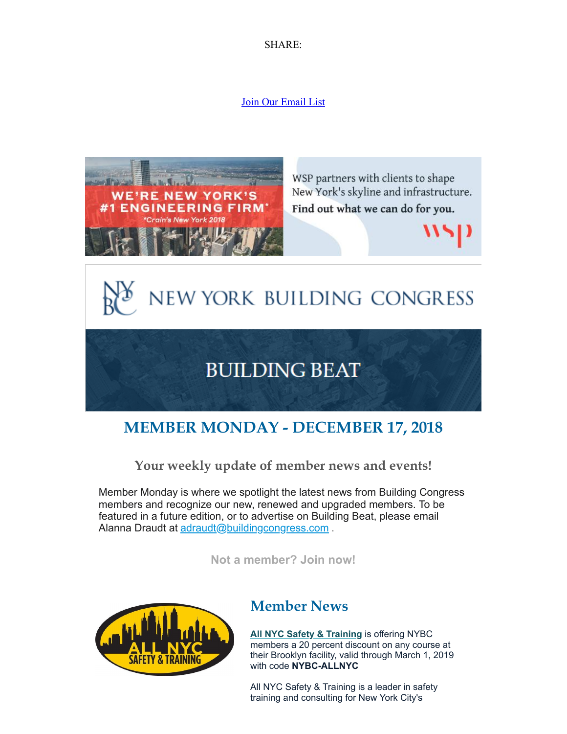SHARE:

Join Our Email List

WSP partners with clients to shape New York's skyline and infrastructure. Find out what we can do for you.

WE'RE NEW YORK'S #1 ENGINEERING FIRM* *Crain's New York 2018

NEW YORK BUILDING CONGRESS

BUILDING BEAT

# MEMBER MONDAY - DECEMBER 17, 2018

### Your weekly update of member news and events!

Member Monday is where we spotlight the latest news from Building Congress members and recognize our new, renewed and upgraded members. To be featured in a future edition, or to advertise on Building Beat, please email Alanna Draudt at adraudt@buildingcongress.com .

**Not a member? Join now!**

## Member News

**All NYC Safety & Training** is offering NYBC members a 20 percent discount on any course at their Brooklyn facility, valid through March 1, 2019 with code **NYBC-ALLNYC**

All NYC Safety & Training is a leader in safety training and consulting for New York City's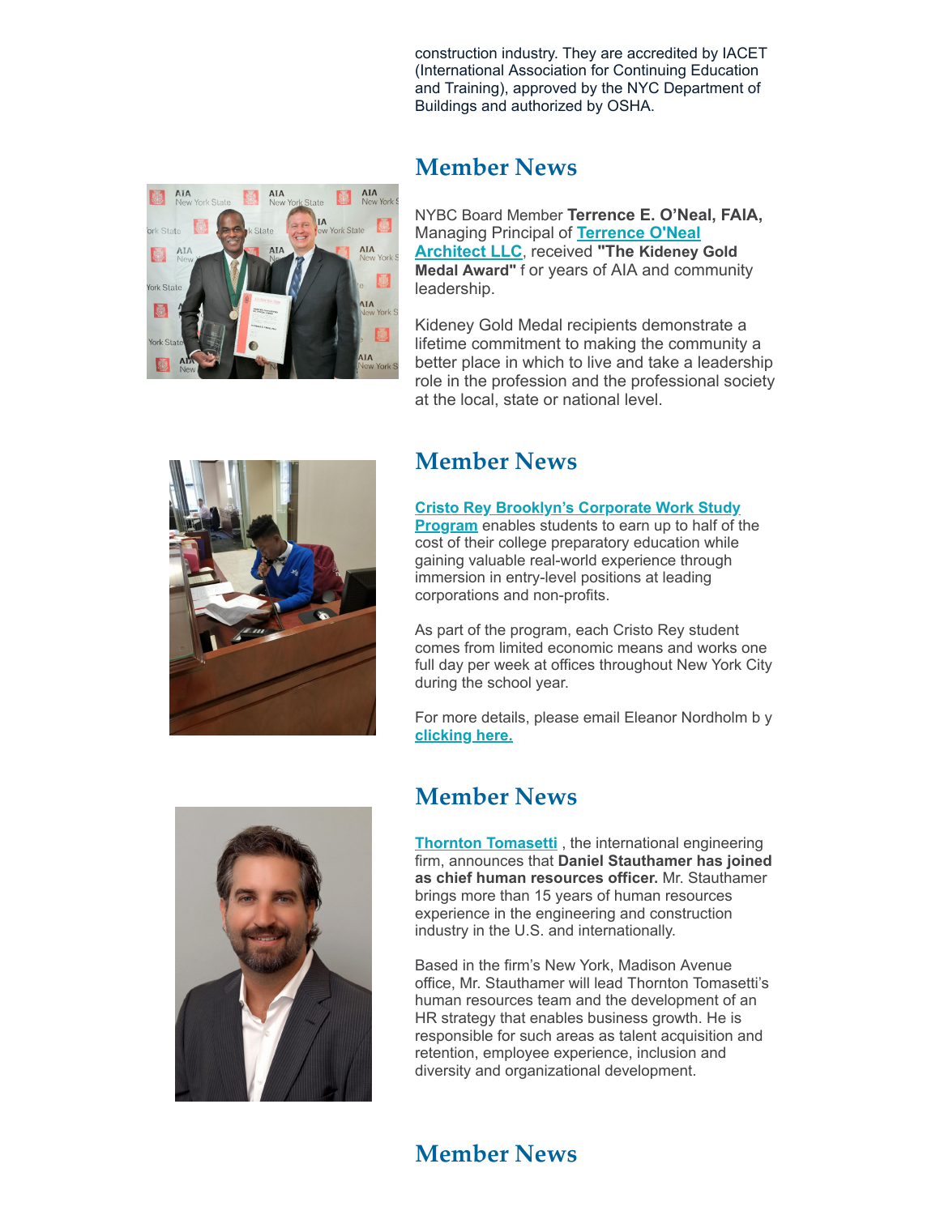construction industry. They are accredited by IACET (International Association for Continuing Education and Training), approved by the NYC Department of Buildings and authorized by OSHA.

## Member News

NYBC Board Member **Terrence E. O'Neal, FAIA,** Managing Principal of **Terrence O'Neal Architect LLC**, received **"The Kideney Gold Medal Award"** f or years of AIA and community leadership.

Kideney Gold Medal recipients demonstrate a lifetime commitment to making the community a better place in which to live and take a leadership role in the profession and the professional society at the local, state or national level.

## Member News

**Cristo Rey Brooklyn's Corporate Work Study Program** enables students to earn up to half of the cost of their college preparatory education while gaining valuable real-world experience through immersion in entry-level positions at leading corporations and non-profits.

As part of the program, each Cristo Rey student comes from limited economic means and works one full day per week at offices throughout New York City during the school year.

For more details, please email Eleanor Nordholm b y **clicking here.**

## Member News

**Thornton Tomasetti** , the international engineering firm, announces that **Daniel Stauthamer has joined as chief human resources officer.** Mr. Stauthamer brings more than 15 years of human resources experience in the engineering and construction industry in the U.S. and internationally.

Based in the firm's New York, Madison Avenue office, Mr. Stauthamer will lead Thornton Tomasetti's human resources team and the development of an HR strategy that enables business growth. He is responsible for such areas as talent acquisition and retention, employee experience, inclusion and diversity and organizational development.

## Member News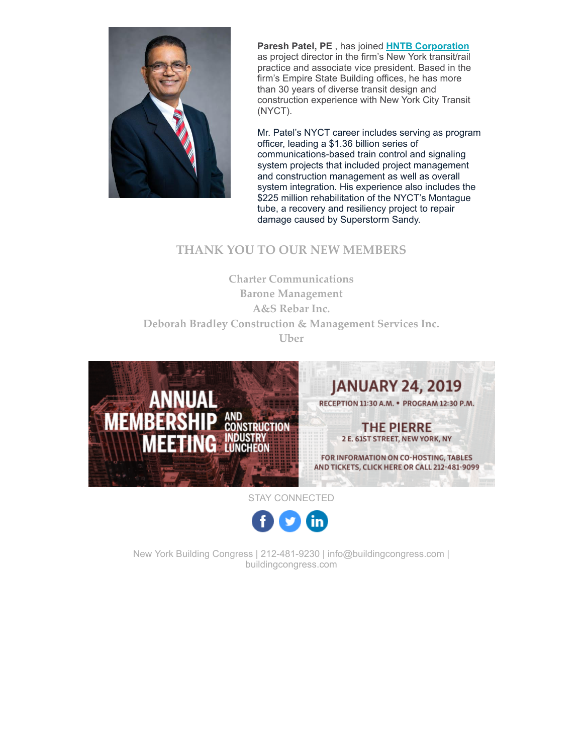**Paresh Patel, PE** , has joined **HNTB Corporation** as project director in the firm's New York transit/rail practice and associate vice president. Based in the firm's Empire State Building offices, he has more than 30 years of diverse transit design and construction experience with New York City Transit (NYCT).

Mr. Patel's NYCT career includes serving as program officer, leading a $1.36 billion series of communications-based train control and signaling system projects that included project management and construction management as well as overall system integration. His experience also includes the $225 million rehabilitation of the NYCT's Montague tube, a recovery and resiliency project to repair damage caused by Superstorm Sandy.

## THANK YOU TO OUR NEW MEMBERS

Charter Communications
Barone Management
A&S Rebar Inc.
Deborah Bradley Construction & Management Services Inc.
Uber

ANNUAL MEMBERSHIP MEETING AND CONSTRUCTION INDUSTRY LUNCHEON

JANUARY 24, 2019

RECEPTION 11:30 A.M. • PROGRAM 12:30 P.M.

THE PIERRE

2 E. 61ST STREET, NEW YORK, NY

FOR INFORMATION ON CO-HOSTING, TABLES AND TICKETS, CLICK HERE OR CALL 212-481-9099

STAY CONNECTED

New York Building Congress | 212-481-9230 | info@buildingcongress.com | buildingcongress.com